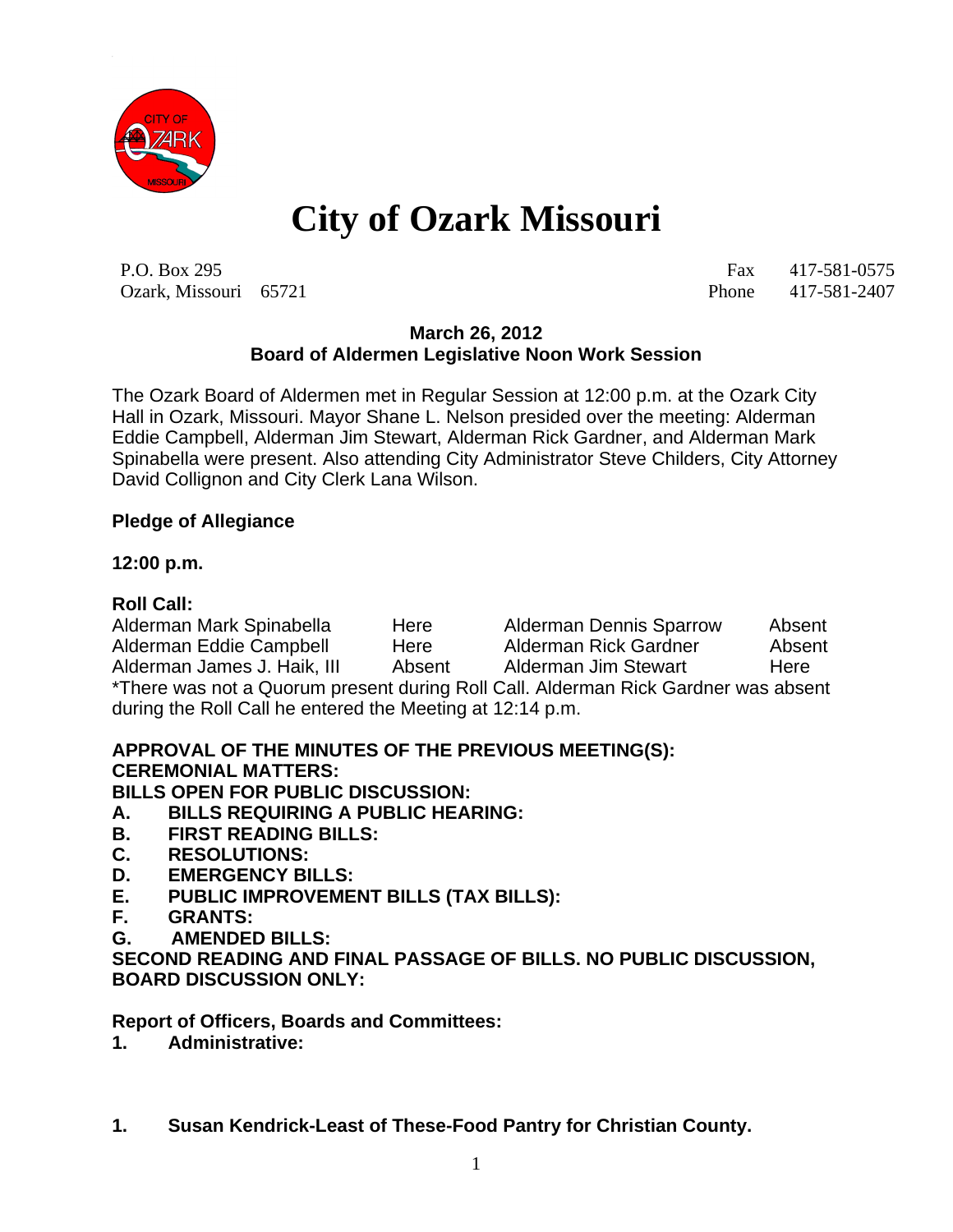# City of Ozark Missouri

P.O. Box 295
Ozark, Missouri 65721

Fax 417-581-0575
Phone 417-581-2407

**March 26, 2012**
**Board of Aldermen Legislative Noon Work Session**

The Ozark Board of Aldermen met in Regular Session at 12:00 p.m. at the Ozark City Hall in Ozark, Missouri. Mayor Shane L. Nelson presided over the meeting: Alderman Eddie Campbell, Alderman Jim Stewart, Alderman Rick Gardner, and Alderman Mark Spinabella were present. Also attending City Administrator Steve Childers, City Attorney David Collignon and City Clerk Lana Wilson.

**Pledge of Allegiance**

**12:00 p.m.**

**Roll Call:**

| | | | |
|---|---|---|---|
| Alderman Mark Spinabella | Here | Alderman Dennis Sparrow | Absent |
| Alderman Eddie Campbell | Here | Alderman Rick Gardner | Absent |
| Alderman James J. Haik, III | Absent | Alderman Jim Stewart | Here |

*There was not a Quorum present during Roll Call. Alderman Rick Gardner was absent during the Roll Call he entered the Meeting at 12:14 p.m.

**APPROVAL OF THE MINUTES OF THE PREVIOUS MEETING(S):**
**CEREMONIAL MATTERS:**
**BILLS OPEN FOR PUBLIC DISCUSSION:**

**A. BILLS REQUIRING A PUBLIC HEARING:**
**B. FIRST READING BILLS:**
**C. RESOLUTIONS:**
**D. EMERGENCY BILLS:**
**E. PUBLIC IMPROVEMENT BILLS (TAX BILLS):**
**F. GRANTS:**
**G. AMENDED BILLS:**

**SECOND READING AND FINAL PASSAGE OF BILLS. NO PUBLIC DISCUSSION, BOARD DISCUSSION ONLY:**

**Report of Officers, Boards and Committees:**

**1. Administrative:**

**1. Susan Kendrick-Least of These-Food Pantry for Christian County.**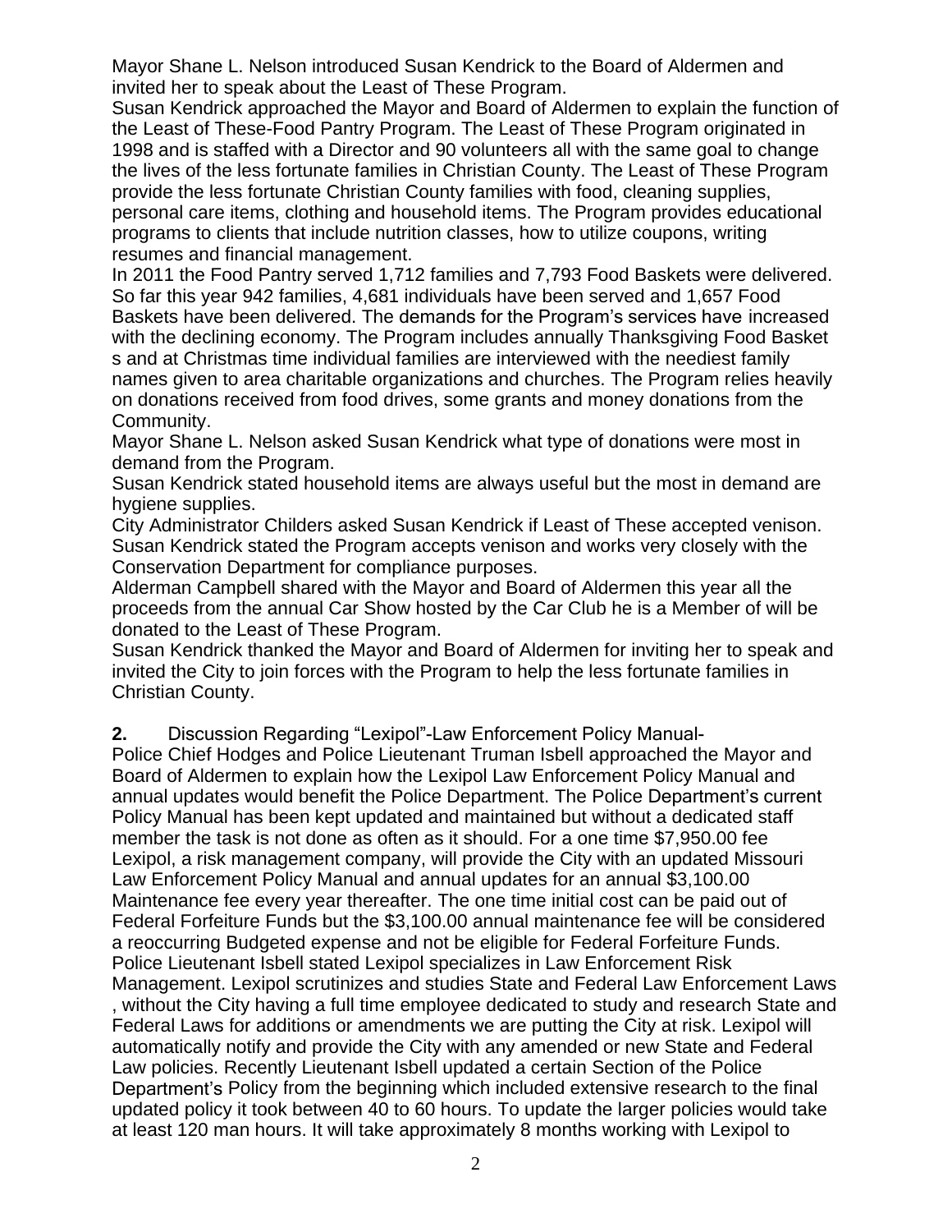Mayor Shane L. Nelson introduced Susan Kendrick to the Board of Aldermen and invited her to speak about the Least of These Program.

Susan Kendrick approached the Mayor and Board of Aldermen to explain the function of the Least of These-Food Pantry Program. The Least of These Program originated in 1998 and is staffed with a Director and 90 volunteers all with the same goal to change the lives of the less fortunate families in Christian County. The Least of These Program provide the less fortunate Christian County families with food, cleaning supplies, personal care items, clothing and household items. The Program provides educational programs to clients that include nutrition classes, how to utilize coupons, writing resumes and financial management.

In 2011 the Food Pantry served 1,712 families and 7,793 Food Baskets were delivered. So far this year 942 families, 4,681 individuals have been served and 1,657 Food Baskets have been delivered. The demands for the Program's services have increased with the declining economy. The Program includes annually Thanksgiving Food Basket s and at Christmas time individual families are interviewed with the neediest family names given to area charitable organizations and churches. The Program relies heavily on donations received from food drives, some grants and money donations from the Community.

Mayor Shane L. Nelson asked Susan Kendrick what type of donations were most in demand from the Program.

Susan Kendrick stated household items are always useful but the most in demand are hygiene supplies.

City Administrator Childers asked Susan Kendrick if Least of These accepted venison.

Susan Kendrick stated the Program accepts venison and works very closely with the Conservation Department for compliance purposes.

Alderman Campbell shared with the Mayor and Board of Aldermen this year all the proceeds from the annual Car Show hosted by the Car Club he is a Member of will be donated to the Least of These Program.

Susan Kendrick thanked the Mayor and Board of Aldermen for inviting her to speak and invited the City to join forces with the Program to help the less fortunate families in Christian County.

**2.** Discussion Regarding "Lexipol"-Law Enforcement Policy Manual-

Police Chief Hodges and Police Lieutenant Truman Isbell approached the Mayor and Board of Aldermen to explain how the Lexipol Law Enforcement Policy Manual and annual updates would benefit the Police Department. The Police Department's current Policy Manual has been kept updated and maintained but without a dedicated staff member the task is not done as often as it should. For a one time $7,950.00 fee Lexipol, a risk management company, will provide the City with an updated Missouri Law Enforcement Policy Manual and annual updates for an annual $3,100.00 Maintenance fee every year thereafter. The one time initial cost can be paid out of Federal Forfeiture Funds but the $3,100.00 annual maintenance fee will be considered a reoccurring Budgeted expense and not be eligible for Federal Forfeiture Funds.

Police Lieutenant Isbell stated Lexipol specializes in Law Enforcement Risk Management. Lexipol scrutinizes and studies State and Federal Law Enforcement Laws , without the City having a full time employee dedicated to study and research State and Federal Laws for additions or amendments we are putting the City at risk. Lexipol will automatically notify and provide the City with any amended or new State and Federal Law policies. Recently Lieutenant Isbell updated a certain Section of the Police Department's Policy from the beginning which included extensive research to the final updated policy it took between 40 to 60 hours. To update the larger policies would take at least 120 man hours. It will take approximately 8 months working with Lexipol to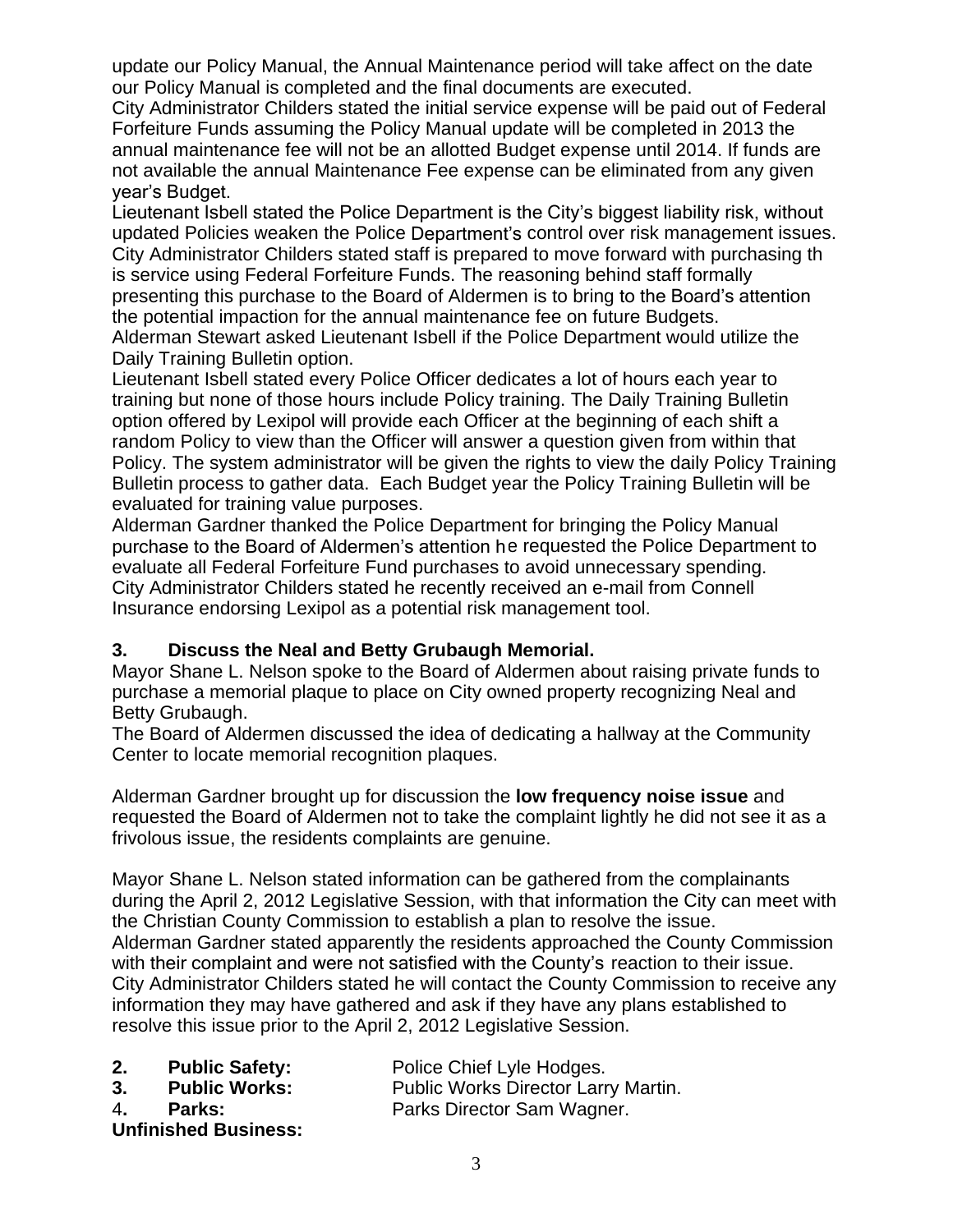update our Policy Manual, the Annual Maintenance period will take affect on the date our Policy Manual is completed and the final documents are executed.
City Administrator Childers stated the initial service expense will be paid out of Federal Forfeiture Funds assuming the Policy Manual update will be completed in 2013 the annual maintenance fee will not be an allotted Budget expense until 2014. If funds are not available the annual Maintenance Fee expense can be eliminated from any given year's Budget.
Lieutenant Isbell stated the Police Department is the City's biggest liability risk, without updated Policies weaken the Police Department's control over risk management issues.
City Administrator Childers stated staff is prepared to move forward with purchasing th is service using Federal Forfeiture Funds. The reasoning behind staff formally presenting this purchase to the Board of Aldermen is to bring to the Board's attention the potential impaction for the annual maintenance fee on future Budgets.
Alderman Stewart asked Lieutenant Isbell if the Police Department would utilize the Daily Training Bulletin option.
Lieutenant Isbell stated every Police Officer dedicates a lot of hours each year to training but none of those hours include Policy training. The Daily Training Bulletin option offered by Lexipol will provide each Officer at the beginning of each shift a random Policy to view than the Officer will answer a question given from within that Policy. The system administrator will be given the rights to view the daily Policy Training Bulletin process to gather data. Each Budget year the Policy Training Bulletin will be evaluated for training value purposes.
Alderman Gardner thanked the Police Department for bringing the Policy Manual purchase to the Board of Aldermen's attention he requested the Police Department to evaluate all Federal Forfeiture Fund purchases to avoid unnecessary spending.
City Administrator Childers stated he recently received an e-mail from Connell Insurance endorsing Lexipol as a potential risk management tool.

**3. Discuss the Neal and Betty Grubaugh Memorial.**
Mayor Shane L. Nelson spoke to the Board of Aldermen about raising private funds to purchase a memorial plaque to place on City owned property recognizing Neal and Betty Grubaugh.
The Board of Aldermen discussed the idea of dedicating a hallway at the Community Center to locate memorial recognition plaques.

Alderman Gardner brought up for discussion the **low frequency noise issue** and requested the Board of Aldermen not to take the complaint lightly he did not see it as a frivolous issue, the residents complaints are genuine.

Mayor Shane L. Nelson stated information can be gathered from the complainants during the April 2, 2012 Legislative Session, with that information the City can meet with the Christian County Commission to establish a plan to resolve the issue.
Alderman Gardner stated apparently the residents approached the County Commission with their complaint and were not satisfied with the County's reaction to their issue.
City Administrator Childers stated he will contact the County Commission to receive any information they may have gathered and ask if they have any plans established to resolve this issue prior to the April 2, 2012 Legislative Session.

**2. Public Safety:** Police Chief Lyle Hodges.
**3. Public Works:** Public Works Director Larry Martin.
4**. Parks:** Parks Director Sam Wagner.
**Unfinished Business:**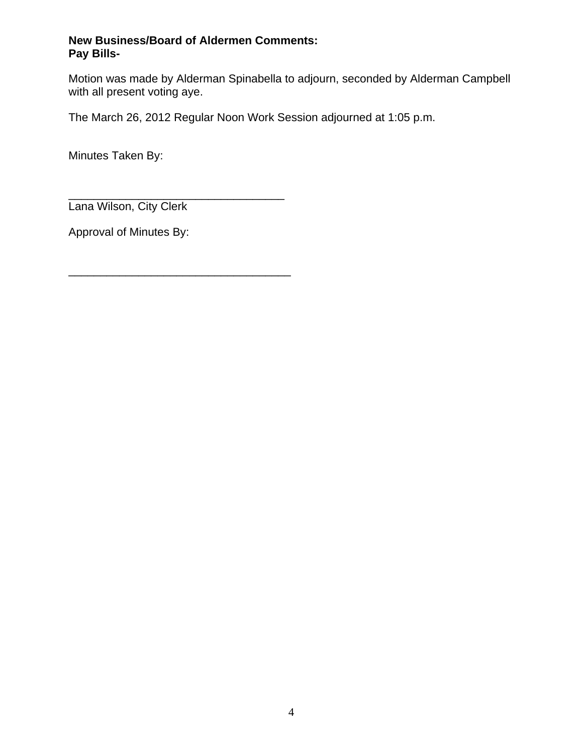**New Business/Board of Aldermen Comments:**
**Pay Bills-**

Motion was made by Alderman Spinabella to adjourn, seconded by Alderman Campbell with all present voting aye.

The March 26, 2012 Regular Noon Work Session adjourned at 1:05 p.m.

Minutes Taken By:

___________________________________
Lana Wilson, City Clerk

Approval of Minutes By:

___________________________________